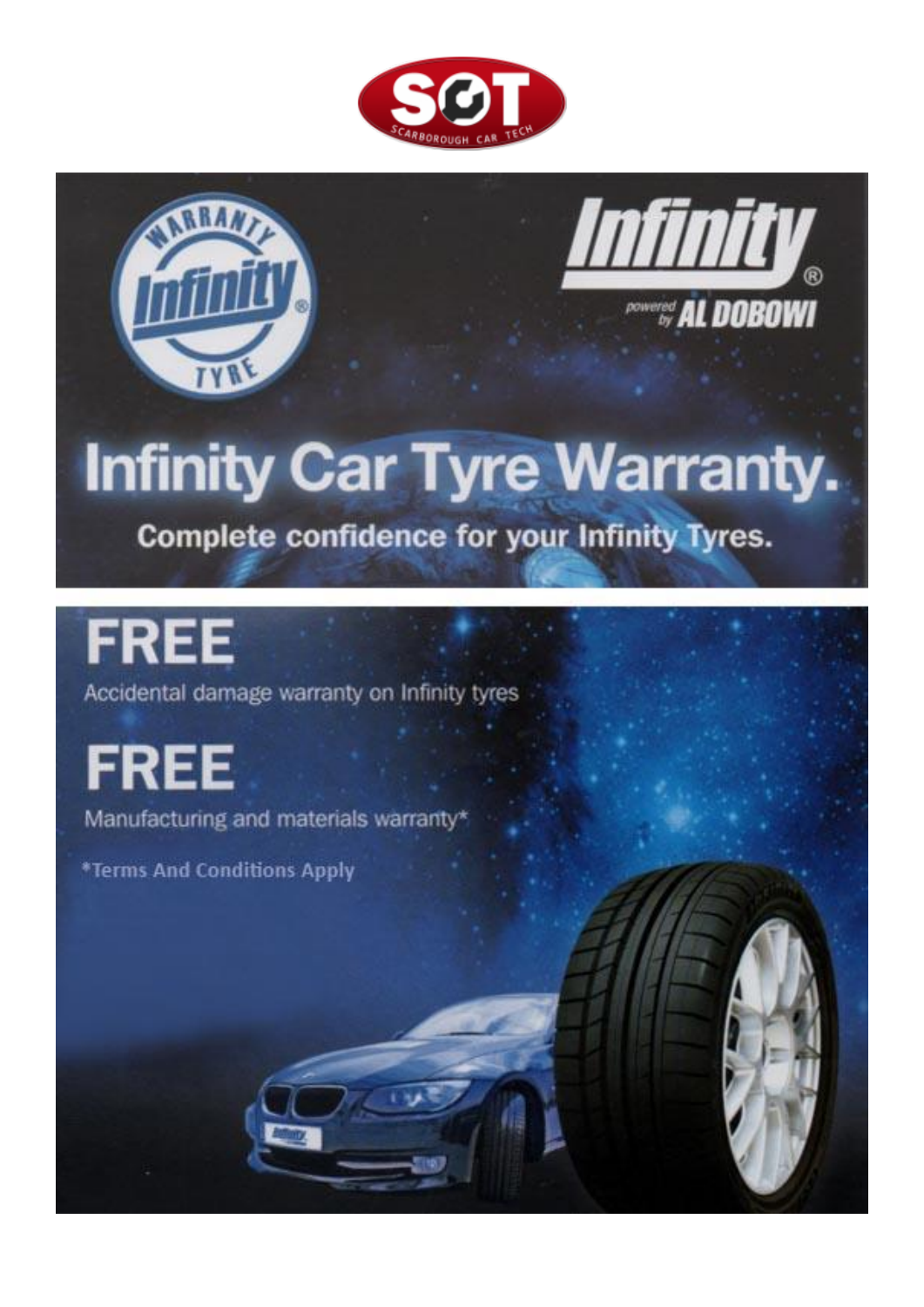SCT
SCARBOROUGH CAR TECH

Warranty Infinity Tyre

Infinity®
powered by AL DOBOWI

# Infinity Car Tyre Warranty.

**Complete confidence for your Infinity Tyres.**

## FREE

Accidental damage warranty on Infinity tyres

## FREE

Manufacturing and materials warranty*

*Terms And Conditions Apply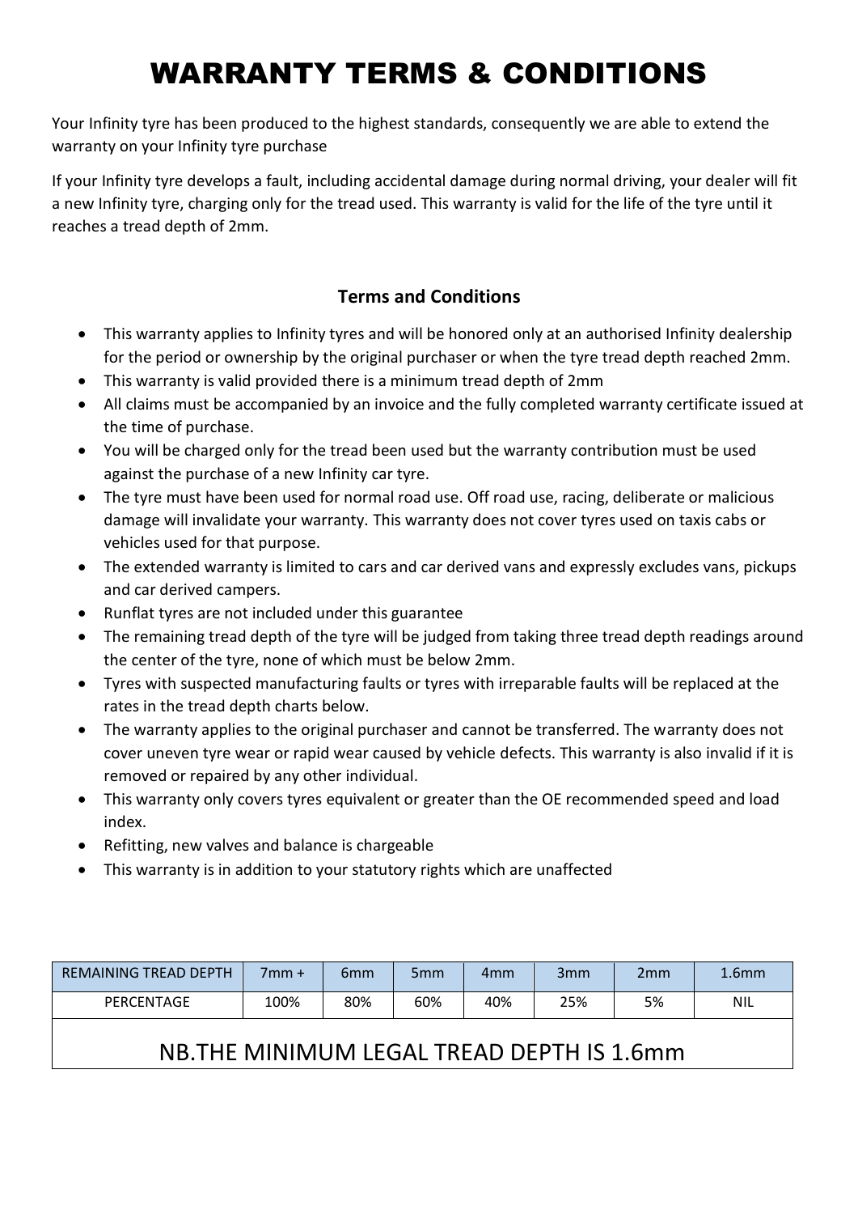# WARRANTY TERMS & CONDITIONS

Your Infinity tyre has been produced to the highest standards, consequently we are able to extend the warranty on your Infinity tyre purchase

If your Infinity tyre develops a fault, including accidental damage during normal driving, your dealer will fit a new Infinity tyre, charging only for the tread used. This warranty is valid for the life of the tyre until it reaches a tread depth of 2mm.

## Terms and Conditions

- This warranty applies to Infinity tyres and will be honored only at an authorised Infinity dealership for the period or ownership by the original purchaser or when the tyre tread depth reached 2mm.
- This warranty is valid provided there is a minimum tread depth of 2mm
- All claims must be accompanied by an invoice and the fully completed warranty certificate issued at the time of purchase.
- You will be charged only for the tread been used but the warranty contribution must be used against the purchase of a new Infinity car tyre.
- The tyre must have been used for normal road use. Off road use, racing, deliberate or malicious damage will invalidate your warranty. This warranty does not cover tyres used on taxis cabs or vehicles used for that purpose.
- The extended warranty is limited to cars and car derived vans and expressly excludes vans, pickups and car derived campers.
- Runflat tyres are not included under this guarantee
- The remaining tread depth of the tyre will be judged from taking three tread depth readings around the center of the tyre, none of which must be below 2mm.
- Tyres with suspected manufacturing faults or tyres with irreparable faults will be replaced at the rates in the tread depth charts below.
- The warranty applies to the original purchaser and cannot be transferred. The warranty does not cover uneven tyre wear or rapid wear caused by vehicle defects. This warranty is also invalid if it is removed or repaired by any other individual.
- This warranty only covers tyres equivalent or greater than the OE recommended speed and load index.
- Refitting, new valves and balance is chargeable
- This warranty is in addition to your statutory rights which are unaffected

| REMAINING TREAD DEPTH | 7mm + | 6mm | 5mm | 4mm | 3mm | 2mm | 1.6mm |
|---|---|---|---|---|---|---|---|
| PERCENTAGE | 100% | 80% | 60% | 40% | 25% | 5% | NIL |

NB.THE MINIMUM LEGAL TREAD DEPTH IS 1.6mm